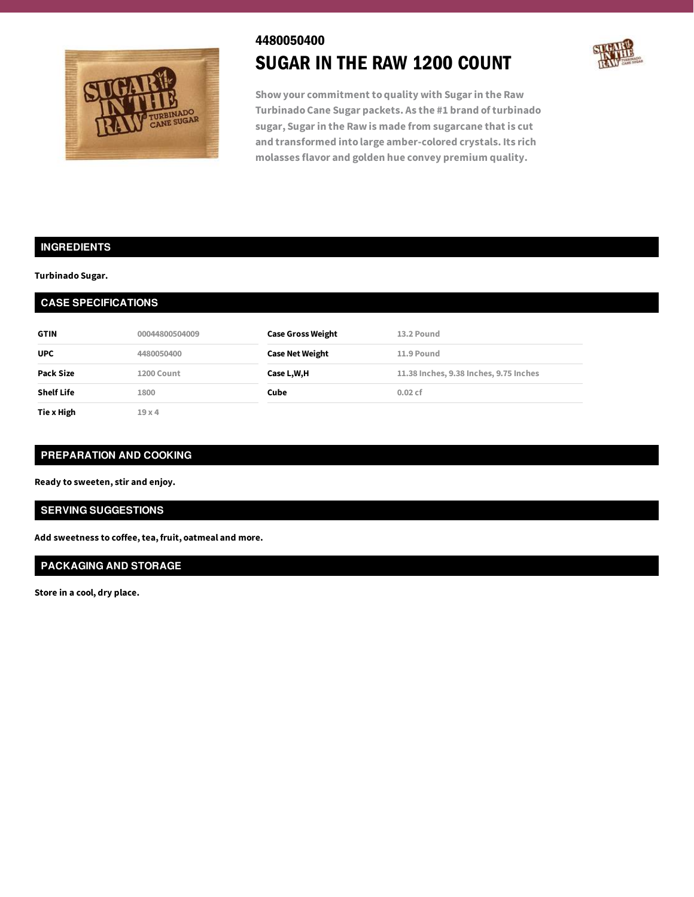4480050400

# SUGAR IN THE RAW 1200 COUNT

Show your commitment to quality with Sugar in the Raw Turbinado Cane Sugar packets. As the #1 brand of turbinado sugar, Sugar in the Raw is made from sugarcane that is cut and transformed into large amber-colored crystals. Its rich molasses flavor and golden hue convey premium quality.

## INGREDIENTS

**Turbinado Sugar.**

## CASE SPECIFICATIONS

| | | | |
|---|---|---|---|
| **GTIN** | 00044800504009 | **Case Gross Weight** | 13.2 Pound |
| **UPC** | 4480050400 | **Case Net Weight** | 11.9 Pound |
| **Pack Size** | 1200 Count | **Case L,W,H** | 11.38 Inches, 9.38 Inches, 9.75 Inches |
| **Shelf Life** | 1800 | **Cube** | 0.02 cf |
| **Tie x High** | 19 x 4 | | |

## PREPARATION AND COOKING

**Ready to sweeten, stir and enjoy.**

## SERVING SUGGESTIONS

**Add sweetness to coffee, tea, fruit, oatmeal and more.**

## PACKAGING AND STORAGE

**Store in a cool, dry place.**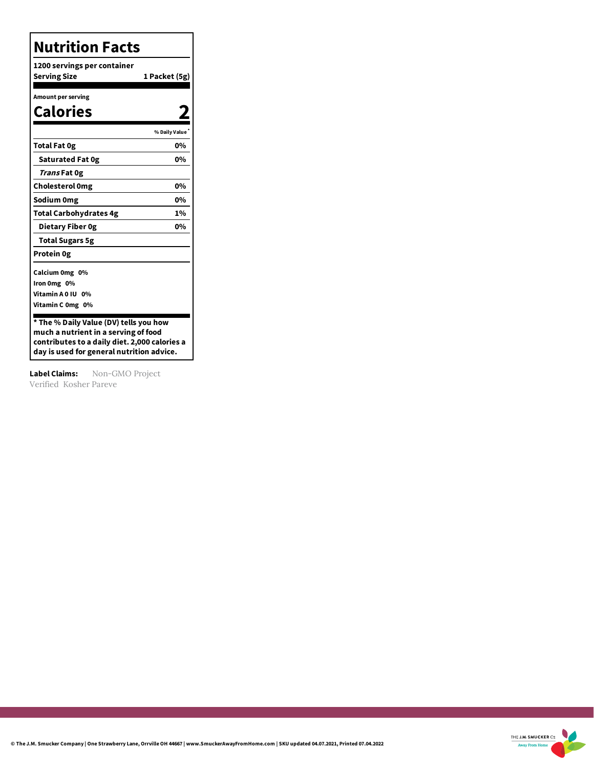# Nutrition Facts

**1200 servings per container**

**Serving Size** **1 Packet (5g)**

**Amount per serving**

## Calories 2

| | % Daily Value* |
|---|---|
| **Total Fat 0g** | **0%** |
| **Saturated Fat 0g** | **0%** |
| ***Trans* Fat 0g** | |
| **Cholesterol 0mg** | **0%** |
| **Sodium 0mg** | **0%** |
| **Total Carbohydrates 4g** | **1%** |
| **Dietary Fiber 0g** | **0%** |
| **Total Sugars 5g** | |
| **Protein 0g** | |

Calcium 0mg 0%
Iron 0mg 0%
Vitamin A 0 IU 0%
Vitamin C 0mg 0%

**\* The % Daily Value (DV) tells you how much a nutrient in a serving of food contributes to a daily diet. 2,000 calories a day is used for general nutrition advice.**

**Label Claims:** Non-GMO Project Verified Kosher Pareve

© The J.M. Smucker Company | One Strawberry Lane, Orrville OH 44667 | www.SmuckerAwayFromHome.com | SKU updated 04.07.2021, Printed 07.04.2022